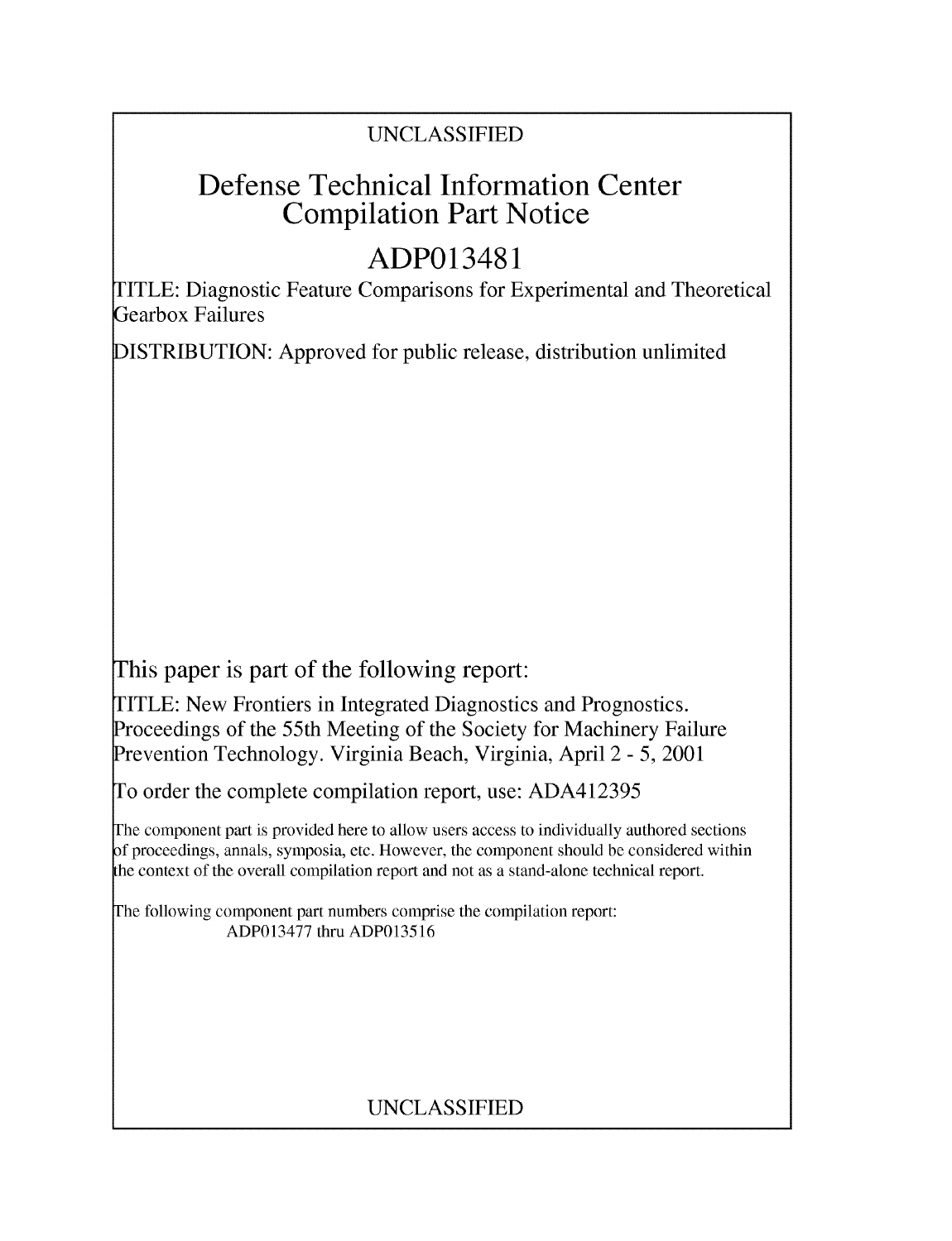UNCLASSIFIED

# Defense Technical Information Center Compilation Part Notice

# ADP013481

TITLE: Diagnostic Feature Comparisons for Experimental and Theoretical Gearbox Failures

DISTRIBUTION: Approved for public release, distribution unlimited

This paper is part of the following report:

TITLE: New Frontiers in Integrated Diagnostics and Prognostics. Proceedings of the 55th Meeting of the Society for Machinery Failure Prevention Technology. Virginia Beach, Virginia, April 2 - 5, 2001

To order the complete compilation report, use: ADA412395

The component part is provided here to allow users access to individually authored sections of proceedings, annals, symposia, etc. However, the component should be considered within the context of the overall compilation report and not as a stand-alone technical report.

The following component part numbers comprise the compilation report:
ADP013477 thru ADP013516

UNCLASSIFIED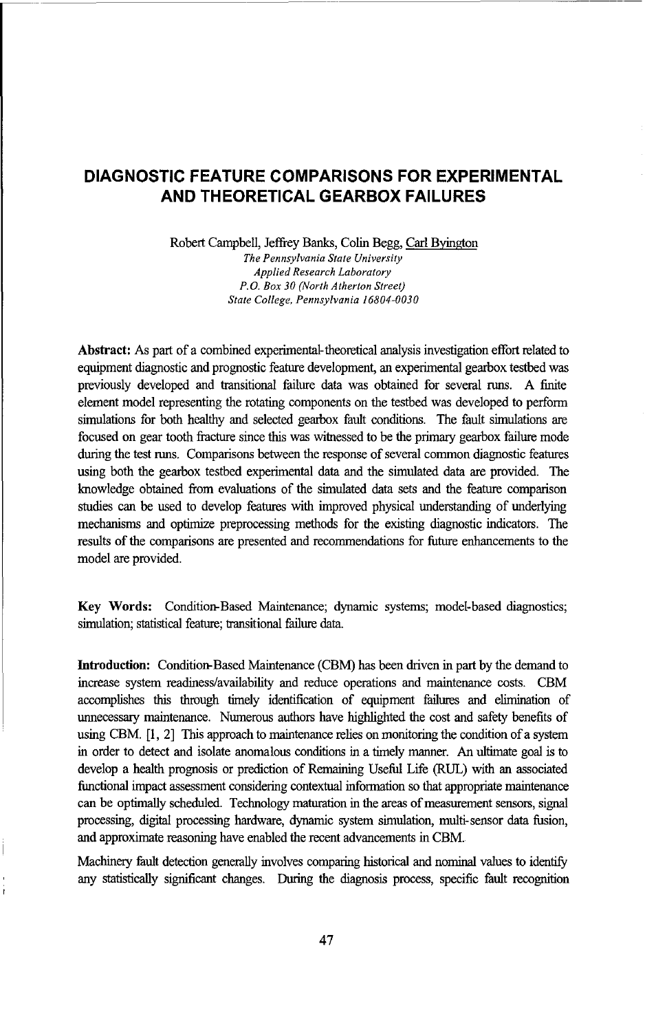# DIAGNOSTIC FEATURE COMPARISONS FOR EXPERIMENTAL AND THEORETICAL GEARBOX FAILURES

Robert Campbell, Jeffrey Banks, Colin Begg, Carl Byington

*The Pennsylvania State University*
*Applied Research Laboratory*
*P.O. Box 30 (North Atherton Street)*
*State College, Pennsylvania 16804-0030*

**Abstract:** As part of a combined experimental-theoretical analysis investigation effort related to equipment diagnostic and prognostic feature development, an experimental gearbox testbed was previously developed and transitional failure data was obtained for several runs. A finite element model representing the rotating components on the testbed was developed to perform simulations for both healthy and selected gearbox fault conditions. The fault simulations are focused on gear tooth fracture since this was witnessed to be the primary gearbox failure mode during the test runs. Comparisons between the response of several common diagnostic features using both the gearbox testbed experimental data and the simulated data are provided. The knowledge obtained from evaluations of the simulated data sets and the feature comparison studies can be used to develop features with improved physical understanding of underlying mechanisms and optimize preprocessing methods for the existing diagnostic indicators. The results of the comparisons are presented and recommendations for future enhancements to the model are provided.

**Key Words:** Condition-Based Maintenance; dynamic systems; model-based diagnostics; simulation; statistical feature; transitional failure data.

**Introduction:** Condition-Based Maintenance (CBM) has been driven in part by the demand to increase system readiness/availability and reduce operations and maintenance costs. CBM accomplishes this through timely identification of equipment failures and elimination of unnecessary maintenance. Numerous authors have highlighted the cost and safety benefits of using CBM. [1, 2] This approach to maintenance relies on monitoring the condition of a system in order to detect and isolate anomalous conditions in a timely manner. An ultimate goal is to develop a health prognosis or prediction of Remaining Useful Life (RUL) with an associated functional impact assessment considering contextual information so that appropriate maintenance can be optimally scheduled. Technology maturation in the areas of measurement sensors, signal processing, digital processing hardware, dynamic system simulation, multi-sensor data fusion, and approximate reasoning have enabled the recent advancements in CBM.

Machinery fault detection generally involves comparing historical and nominal values to identify any statistically significant changes. During the diagnosis process, specific fault recognition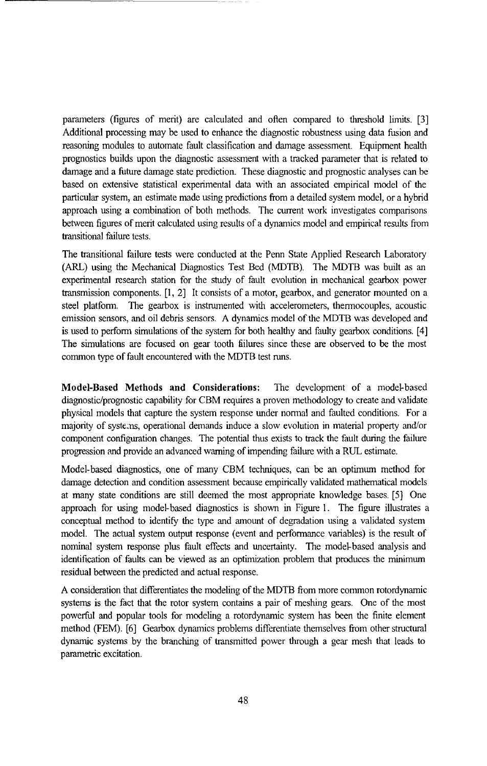parameters (figures of merit) are calculated and often compared to threshold limits. [3] Additional processing may be used to enhance the diagnostic robustness using data fusion and reasoning modules to automate fault classification and damage assessment. Equipment health prognostics builds upon the diagnostic assessment with a tracked parameter that is related to damage and a future damage state prediction. These diagnostic and prognostic analyses can be based on extensive statistical experimental data with an associated empirical model of the particular system, an estimate made using predictions from a detailed system model, or a hybrid approach using a combination of both methods. The current work investigates comparisons between figures of merit calculated using results of a dynamics model and empirical results from transitional failure tests.

The transitional failure tests were conducted at the Penn State Applied Research Laboratory (ARL) using the Mechanical Diagnostics Test Bed (MDTB). The MDTB was built as an experimental research station for the study of fault evolution in mechanical gearbox power transmission components. [1, 2] It consists of a motor, gearbox, and generator mounted on a steel platform. The gearbox is instrumented with accelerometers, thermocouples, acoustic emission sensors, and oil debris sensors. A dynamics model of the MDTB was developed and is used to perform simulations of the system for both healthy and faulty gearbox conditions. [4] The simulations are focused on gear tooth failures since these are observed to be the most common type of fault encountered with the MDTB test runs.

**Model-Based Methods and Considerations:** The development of a model-based diagnostic/prognostic capability for CBM requires a proven methodology to create and validate physical models that capture the system response under normal and faulted conditions. For a majority of systems, operational demands induce a slow evolution in material property and/or component configuration changes. The potential thus exists to track the fault during the failure progression and provide an advanced warning of impending failure with a RUL estimate.

Model-based diagnostics, one of many CBM techniques, can be an optimum method for damage detection and condition assessment because empirically validated mathematical models at many state conditions are still deemed the most appropriate knowledge bases. [5] One approach for using model-based diagnostics is shown in Figure 1. The figure illustrates a conceptual method to identify the type and amount of degradation using a validated system model. The actual system output response (event and performance variables) is the result of nominal system response plus fault effects and uncertainty. The model-based analysis and identification of faults can be viewed as an optimization problem that produces the minimum residual between the predicted and actual response.

A consideration that differentiates the modeling of the MDTB from more common rotordynamic systems is the fact that the rotor system contains a pair of meshing gears. One of the most powerful and popular tools for modeling a rotordynamic system has been the finite element method (FEM). [6] Gearbox dynamics problems differentiate themselves from other structural dynamic systems by the branching of transmitted power through a gear mesh that leads to parametric excitation.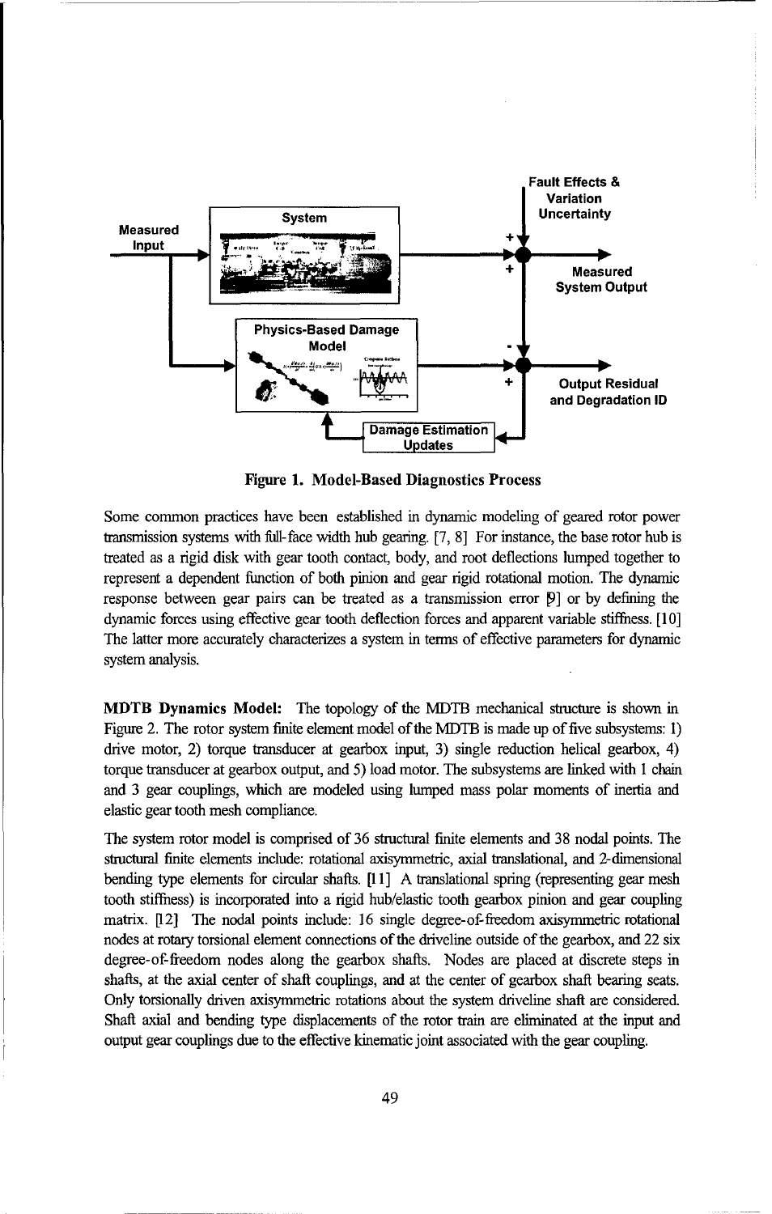Figure 1. Model-Based Diagnostics Process

Some common practices have been established in dynamic modeling of geared rotor power transmission systems with full-face width hub gearing. [7, 8] For instance, the base rotor hub is treated as a rigid disk with gear tooth contact, body, and root deflections lumped together to represent a dependent function of both pinion and gear rigid rotational motion. The dynamic response between gear pairs can be treated as a transmission error [9] or by defining the dynamic forces using effective gear tooth deflection forces and apparent variable stiffness. [10] The latter more accurately characterizes a system in terms of effective parameters for dynamic system analysis.

**MDTB Dynamics Model:** The topology of the MDTB mechanical structure is shown in Figure 2. The rotor system finite element model of the MDTB is made up of five subsystems: 1) drive motor, 2) torque transducer at gearbox input, 3) single reduction helical gearbox, 4) torque transducer at gearbox output, and 5) load motor. The subsystems are linked with 1 chain and 3 gear couplings, which are modeled using lumped mass polar moments of inertia and elastic gear tooth mesh compliance.

The system rotor model is comprised of 36 structural finite elements and 38 nodal points. The structural finite elements include: rotational axisymmetric, axial translational, and 2-dimensional bending type elements for circular shafts. [11] A translational spring (representing gear mesh tooth stiffness) is incorporated into a rigid hub/elastic tooth gearbox pinion and gear coupling matrix. [12] The nodal points include: 16 single degree-of-freedom axisymmetric rotational nodes at rotary torsional element connections of the driveline outside of the gearbox, and 22 six degree-of-freedom nodes along the gearbox shafts. Nodes are placed at discrete steps in shafts, at the axial center of shaft couplings, and at the center of gearbox shaft bearing seats. Only torsionally driven axisymmetric rotations about the system driveline shaft are considered. Shaft axial and bending type displacements of the rotor train are eliminated at the input and output gear couplings due to the effective kinematic joint associated with the gear coupling.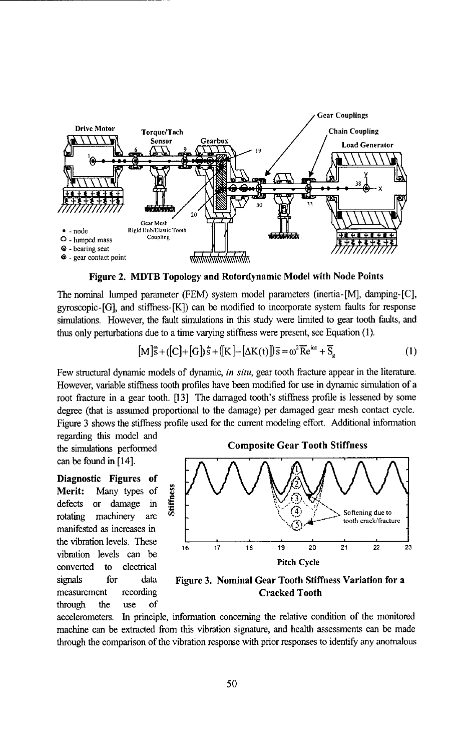**Figure 2. MDTB Topology and Rotordynamic Model with Node Points**

The nominal lumped parameter (FEM) system model parameters (inertia-[M], damping-[C], gyroscopic-[G], and stiffness-[K]) can be modified to incorporate system faults for response simulations. However, the fault simulations in this study were limited to gear tooth faults, and thus only perturbations due to a time varying stiffness were present, see Equation (1).

$$[M]\ddot{\bar{s}}+([C]+[G])\dot{\bar{s}}+([K]-[\Delta K(t)])\bar{s}=\omega^2\overline{R}e^{i\omega t}+\overline{S}_g \tag{1}$$

Few structural dynamic models of dynamic, *in situ*, gear tooth fracture appear in the literature. However, variable stiffness tooth profiles have been modified for use in dynamic simulation of a root fracture in a gear tooth. [13] The damaged tooth's stiffness profile is lessened by some degree (that is assumed proportional to the damage) per damaged gear mesh contact cycle. Figure 3 shows the stiffness profile used for the current modeling effort. Additional information regarding this model and the simulations performed can be found in [14].

**Figure 3. Nominal Gear Tooth Stiffness Variation for a Cracked Tooth**

**Diagnostic Figures of Merit:** Many types of defects or damage in rotating machinery are manifested as increases in the vibration levels. These vibration levels can be converted to electrical signals for data measurement recording through the use of accelerometers. In principle, information concerning the relative condition of the monitored machine can be extracted from this vibration signature, and health assessments can be made through the comparison of the vibration response with prior responses to identify any anomalous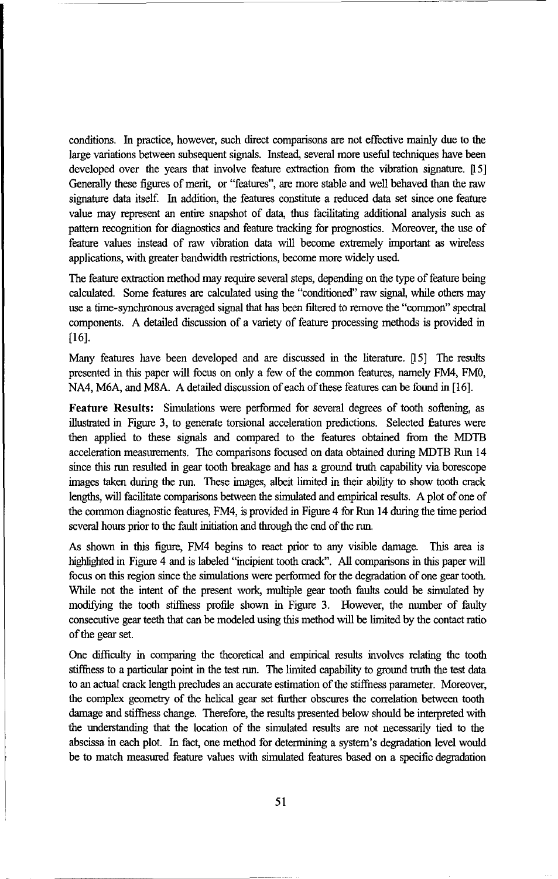conditions. In practice, however, such direct comparisons are not effective mainly due to the large variations between subsequent signals. Instead, several more useful techniques have been developed over the years that involve feature extraction from the vibration signature. [15] Generally these figures of merit, or "features", are more stable and well behaved than the raw signature data itself. In addition, the features constitute a reduced data set since one feature value may represent an entire snapshot of data, thus facilitating additional analysis such as pattern recognition for diagnostics and feature tracking for prognostics. Moreover, the use of feature values instead of raw vibration data will become extremely important as wireless applications, with greater bandwidth restrictions, become more widely used.

The feature extraction method may require several steps, depending on the type of feature being calculated. Some features are calculated using the "conditioned" raw signal, while others may use a time-synchronous averaged signal that has been filtered to remove the "common" spectral components. A detailed discussion of a variety of feature processing methods is provided in [16].

Many features have been developed and are discussed in the literature. [15] The results presented in this paper will focus on only a few of the common features, namely FM4, FM0, NA4, M6A, and M8A. A detailed discussion of each of these features can be found in [16].

**Feature Results:** Simulations were performed for several degrees of tooth softening, as illustrated in Figure 3, to generate torsional acceleration predictions. Selected features were then applied to these signals and compared to the features obtained from the MDTB acceleration measurements. The comparisons focused on data obtained during MDTB Run 14 since this run resulted in gear tooth breakage and has a ground truth capability via borescope images taken during the run. These images, albeit limited in their ability to show tooth crack lengths, will facilitate comparisons between the simulated and empirical results. A plot of one of the common diagnostic features, FM4, is provided in Figure 4 for Run 14 during the time period several hours prior to the fault initiation and through the end of the run.

As shown in this figure, FM4 begins to react prior to any visible damage. This area is highlighted in Figure 4 and is labeled "incipient tooth crack". All comparisons in this paper will focus on this region since the simulations were performed for the degradation of one gear tooth. While not the intent of the present work, multiple gear tooth faults could be simulated by modifying the tooth stiffness profile shown in Figure 3. However, the number of faulty consecutive gear teeth that can be modeled using this method will be limited by the contact ratio of the gear set.

One difficulty in comparing the theoretical and empirical results involves relating the tooth stiffness to a particular point in the test run. The limited capability to ground truth the test data to an actual crack length precludes an accurate estimation of the stiffness parameter. Moreover, the complex geometry of the helical gear set further obscures the correlation between tooth damage and stiffness change. Therefore, the results presented below should be interpreted with the understanding that the location of the simulated results are not necessarily tied to the abscissa in each plot. In fact, one method for determining a system's degradation level would be to match measured feature values with simulated features based on a specific degradation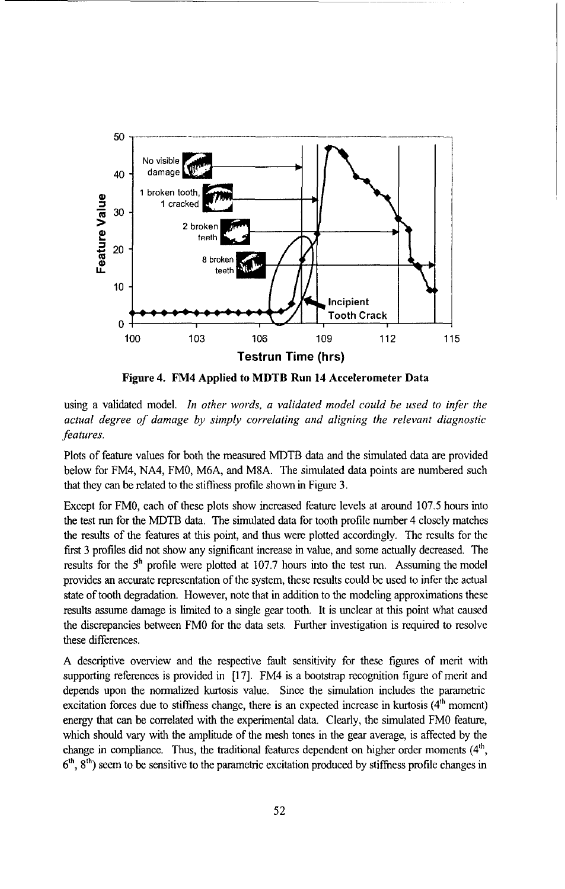**Figure 4. FM4 Applied to MDTB Run 14 Accelerometer Data**

using a validated model. *In other words, a validated model could be used to infer the actual degree of damage by simply correlating and aligning the relevant diagnostic features.*

Plots of feature values for both the measured MDTB data and the simulated data are provided below for FM4, NA4, FM0, M6A, and M8A. The simulated data points are numbered such that they can be related to the stiffness profile shown in Figure 3.

Except for FM0, each of these plots show increased feature levels at around 107.5 hours into the test run for the MDTB data. The simulated data for tooth profile number 4 closely matches the results of the features at this point, and thus were plotted accordingly. The results for the first 3 profiles did not show any significant increase in value, and some actually decreased. The results for the 5th profile were plotted at 107.7 hours into the test run. Assuming the model provides an accurate representation of the system, these results could be used to infer the actual state of tooth degradation. However, note that in addition to the modeling approximations these results assume damage is limited to a single gear tooth. It is unclear at this point what caused the discrepancies between FM0 for the data sets. Further investigation is required to resolve these differences.

A descriptive overview and the respective fault sensitivity for these figures of merit with supporting references is provided in [17]. FM4 is a bootstrap recognition figure of merit and depends upon the normalized kurtosis value. Since the simulation includes the parametric excitation forces due to stiffness change, there is an expected increase in kurtosis (4th moment) energy that can be correlated with the experimental data. Clearly, the simulated FM0 feature, which should vary with the amplitude of the mesh tones in the gear average, is affected by the change in compliance. Thus, the traditional features dependent on higher order moments (4th, 6th, 8th) seem to be sensitive to the parametric excitation produced by stiffness profile changes in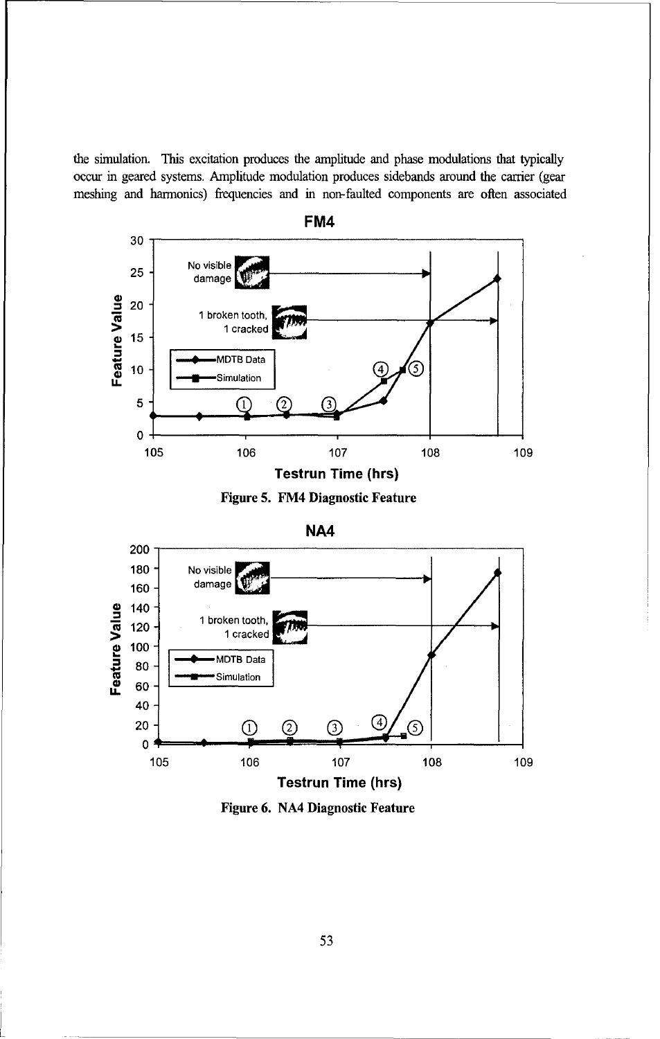the simulation. This excitation produces the amplitude and phase modulations that typically occur in geared systems. Amplitude modulation produces sidebands around the carrier (gear meshing and harmonics) frequencies and in non-faulted components are often associated

Figure 5. FM4 Diagnostic Feature

Figure 6. NA4 Diagnostic Feature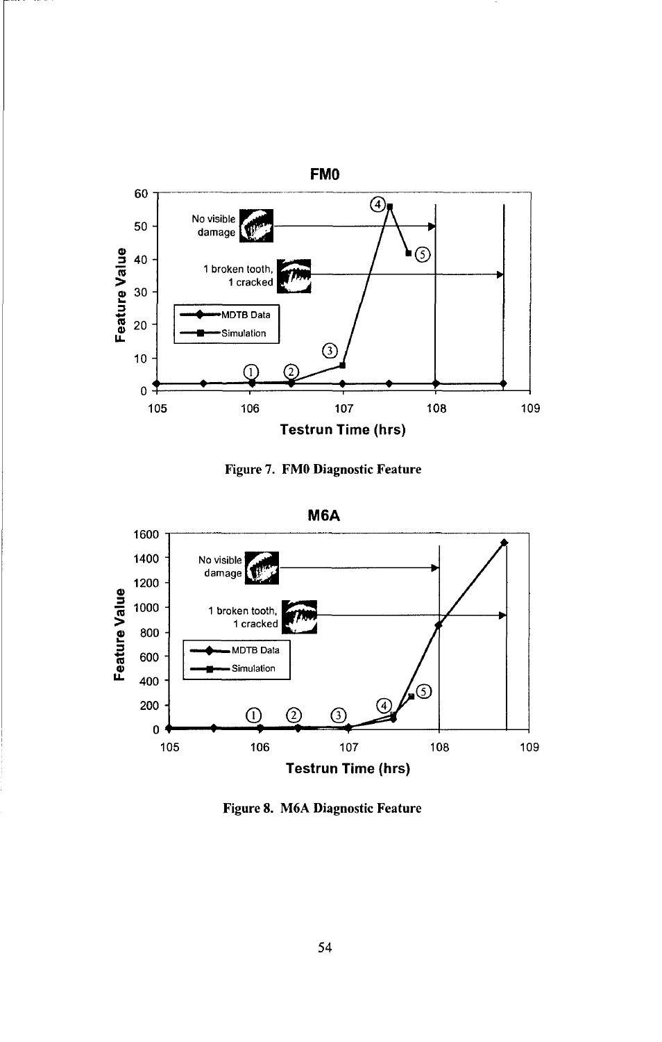Figure 7. FM0 Diagnostic Feature

Figure 8. M6A Diagnostic Feature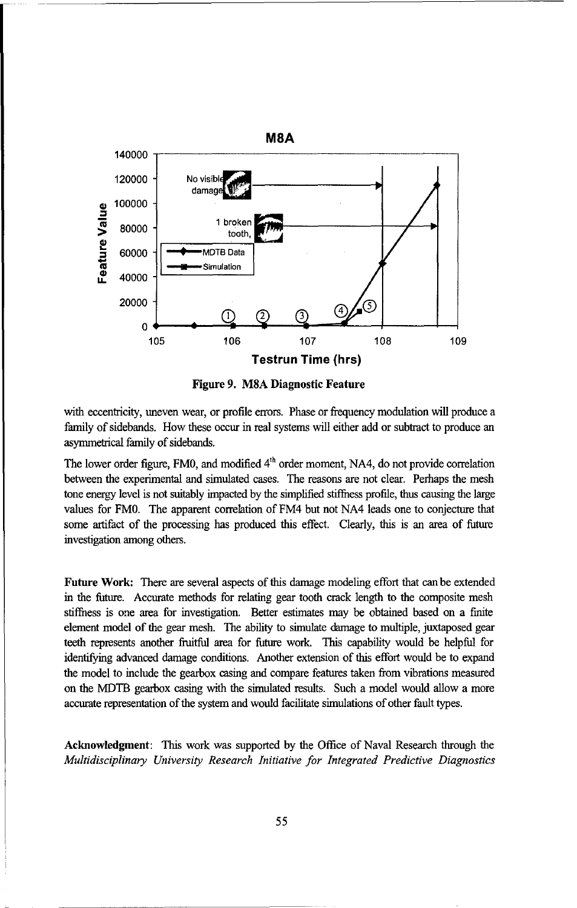**Figure 9. M8A Diagnostic Feature**

with eccentricity, uneven wear, or profile errors. Phase or frequency modulation will produce a family of sidebands. How these occur in real systems will either add or subtract to produce an asymmetrical family of sidebands.

The lower order figure, FM0, and modified 4[th] order moment, NA4, do not provide correlation between the experimental and simulated cases. The reasons are not clear. Perhaps the mesh tone energy level is not suitably impacted by the simplified stiffness profile, thus causing the large values for FM0. The apparent correlation of FM4 but not NA4 leads one to conjecture that some artifact of the processing has produced this effect. Clearly, this is an area of future investigation among others.

**Future Work:** There are several aspects of this damage modeling effort that can be extended in the future. Accurate methods for relating gear tooth crack length to the composite mesh stiffness is one area for investigation. Better estimates may be obtained based on a finite element model of the gear mesh. The ability to simulate damage to multiple, juxtaposed gear teeth represents another fruitful area for future work. This capability would be helpful for identifying advanced damage conditions. Another extension of this effort would be to expand the model to include the gearbox casing and compare features taken from vibrations measured on the MDTB gearbox casing with the simulated results. Such a model would allow a more accurate representation of the system and would facilitate simulations of other fault types.

**Acknowledgment**: This work was supported by the Office of Naval Research through the *Multidisciplinary University Research Initiative for Integrated Predictive Diagnostics*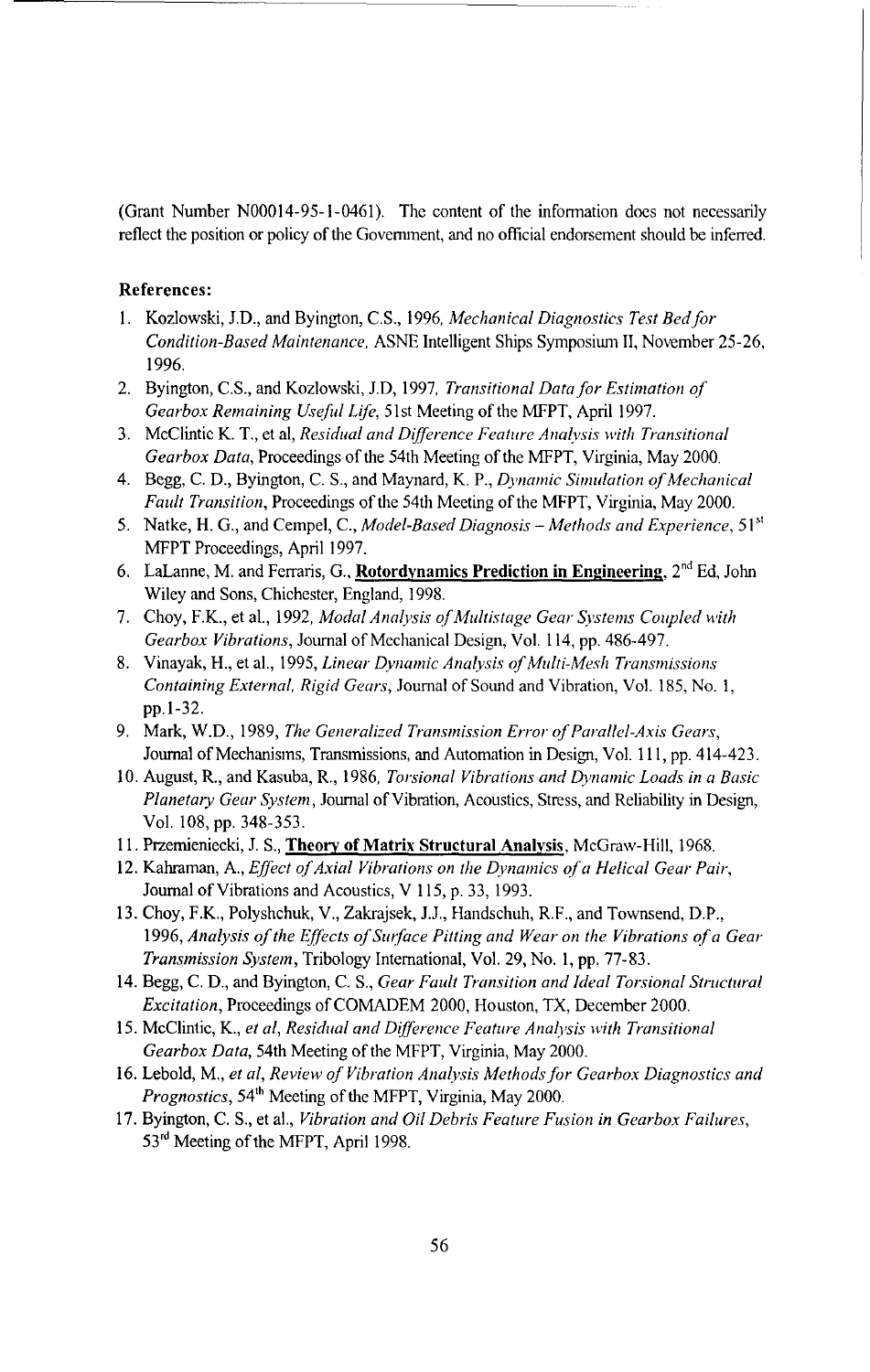(Grant Number N00014-95-1-0461). The content of the information does not necessarily reflect the position or policy of the Government, and no official endorsement should be inferred.

**References:**

1. Kozlowski, J.D., and Byington, C.S., 1996, *Mechanical Diagnostics Test Bed for Condition-Based Maintenance*, ASNE Intelligent Ships Symposium II, November 25-26, 1996.
2. Byington, C.S., and Kozlowski, J.D, 1997, *Transitional Data for Estimation of Gearbox Remaining Useful Life*, 51st Meeting of the MFPT, April 1997.
3. McClintic K. T., et al, *Residual and Difference Feature Analysis with Transitional Gearbox Data*, Proceedings of the 54th Meeting of the MFPT, Virginia, May 2000.
4. Begg, C. D., Byington, C. S., and Maynard, K. P., *Dynamic Simulation of Mechanical Fault Transition*, Proceedings of the 54th Meeting of the MFPT, Virginia, May 2000.
5. Natke, H. G., and Cempel, C., *Model-Based Diagnosis – Methods and Experience*, 51st MFPT Proceedings, April 1997.
6. LaLanne, M. and Ferraris, G., **Rotordynamics Prediction in Engineering**, 2nd Ed, John Wiley and Sons, Chichester, England, 1998.
7. Choy, F.K., et al., 1992, *Modal Analysis of Multistage Gear Systems Coupled with Gearbox Vibrations*, Journal of Mechanical Design, Vol. 114, pp. 486-497.
8. Vinayak, H., et al., 1995, *Linear Dynamic Analysis of Multi-Mesh Transmissions Containing External, Rigid Gears*, Journal of Sound and Vibration, Vol. 185, No. 1, pp.1-32.
9. Mark, W.D., 1989, *The Generalized Transmission Error of Parallel-Axis Gears*, Journal of Mechanisms, Transmissions, and Automation in Design, Vol. 111, pp. 414-423.
10. August, R., and Kasuba, R., 1986, *Torsional Vibrations and Dynamic Loads in a Basic Planetary Gear System*, Journal of Vibration, Acoustics, Stress, and Reliability in Design, Vol. 108, pp. 348-353.
11. Przemieniecki, J. S., **Theory of Matrix Structural Analysis**, McGraw-Hill, 1968.
12. Kahraman, A., *Effect of Axial Vibrations on the Dynamics of a Helical Gear Pair*, Journal of Vibrations and Acoustics, V 115, p. 33, 1993.
13. Choy, F.K., Polyshchuk, V., Zakrajsek, J.J., Handschuh, R.F., and Townsend, D.P., 1996, *Analysis of the Effects of Surface Pitting and Wear on the Vibrations of a Gear Transmission System*, Tribology International, Vol. 29, No. 1, pp. 77-83.
14. Begg, C. D., and Byington, C. S., *Gear Fault Transition and Ideal Torsional Structural Excitation*, Proceedings of COMADEM 2000, Houston, TX, December 2000.
15. McClintic, K., *et al*, *Residual and Difference Feature Analysis with Transitional Gearbox Data*, 54th Meeting of the MFPT, Virginia, May 2000.
16. Lebold, M., *et al*, *Review of Vibration Analysis Methods for Gearbox Diagnostics and Prognostics*, 54th Meeting of the MFPT, Virginia, May 2000.
17. Byington, C. S., et al., *Vibration and Oil Debris Feature Fusion in Gearbox Failures*, 53rd Meeting of the MFPT, April 1998.